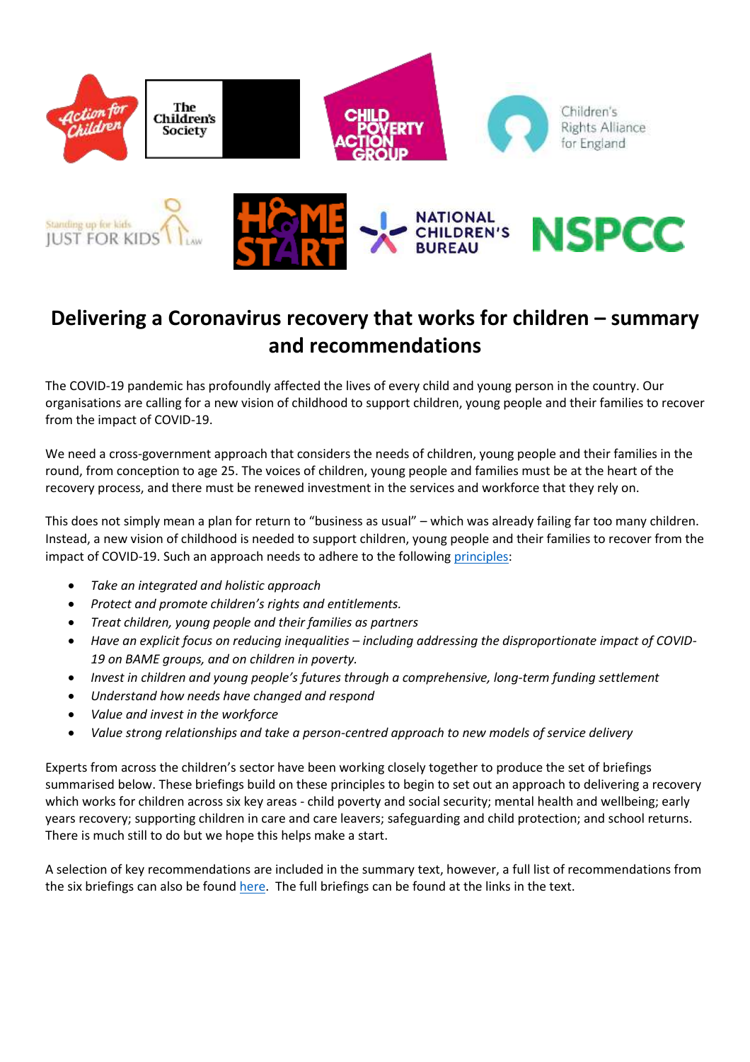# Delivering a Coronavirus recovery that works for children – summary and recommendations

The COVID-19 pandemic has profoundly affected the lives of every child and young person in the country. Our organisations are calling for a new vision of childhood to support children, young people and their families to recover from the impact of COVID-19.

We need a cross-government approach that considers the needs of children, young people and their families in the round, from conception to age 25. The voices of children, young people and families must be at the heart of the recovery process, and there must be renewed investment in the services and workforce that they rely on.

This does not simply mean a plan for return to "business as usual" – which was already failing far too many children. Instead, a new vision of childhood is needed to support children, young people and their families to recover from the impact of COVID-19. Such an approach needs to adhere to the following principles:

- *Take an integrated and holistic approach*
- *Protect and promote children's rights and entitlements.*
- *Treat children, young people and their families as partners*
- *Have an explicit focus on reducing inequalities – including addressing the disproportionate impact of COVID-19 on BAME groups, and on children in poverty.*
- *Invest in children and young people's futures through a comprehensive, long-term funding settlement*
- *Understand how needs have changed and respond*
- *Value and invest in the workforce*
- *Value strong relationships and take a person-centred approach to new models of service delivery*

Experts from across the children's sector have been working closely together to produce the set of briefings summarised below. These briefings build on these principles to begin to set out an approach to delivering a recovery which works for children across six key areas - child poverty and social security; mental health and wellbeing; early years recovery; supporting children in care and care leavers; safeguarding and child protection; and school returns. There is much still to do but we hope this helps make a start.

A selection of key recommendations are included in the summary text, however, a full list of recommendations from the six briefings can also be found here. The full briefings can be found at the links in the text.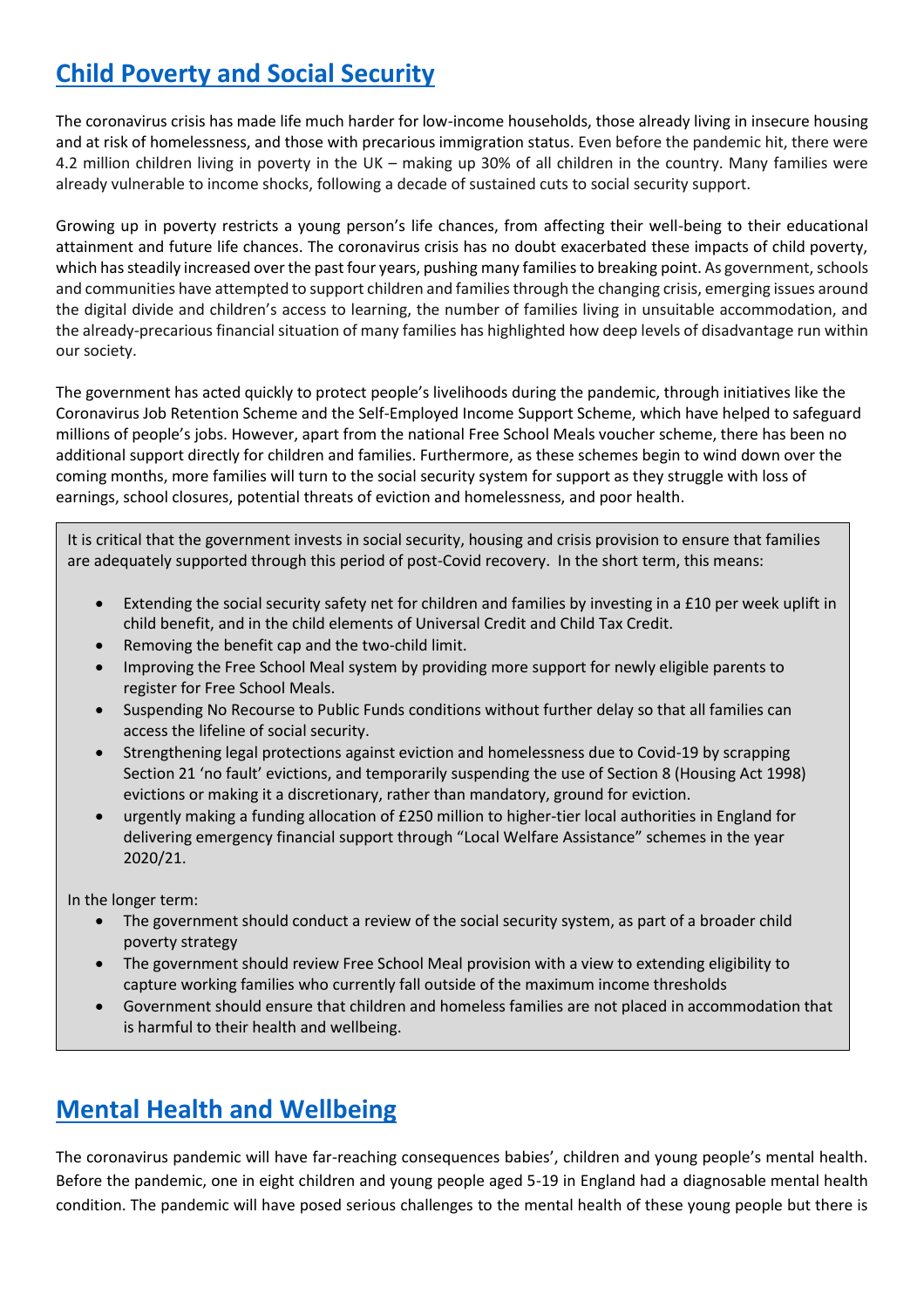## Child Poverty and Social Security

The coronavirus crisis has made life much harder for low-income households, those already living in insecure housing and at risk of homelessness, and those with precarious immigration status. Even before the pandemic hit, there were 4.2 million children living in poverty in the UK – making up 30% of all children in the country. Many families were already vulnerable to income shocks, following a decade of sustained cuts to social security support.

Growing up in poverty restricts a young person's life chances, from affecting their well-being to their educational attainment and future life chances. The coronavirus crisis has no doubt exacerbated these impacts of child poverty, which has steadily increased over the past four years, pushing many families to breaking point. As government, schools and communities have attempted to support children and families through the changing crisis, emerging issues around the digital divide and children's access to learning, the number of families living in unsuitable accommodation, and the already-precarious financial situation of many families has highlighted how deep levels of disadvantage run within our society.

The government has acted quickly to protect people's livelihoods during the pandemic, through initiatives like the Coronavirus Job Retention Scheme and the Self-Employed Income Support Scheme, which have helped to safeguard millions of people's jobs. However, apart from the national Free School Meals voucher scheme, there has been no additional support directly for children and families. Furthermore, as these schemes begin to wind down over the coming months, more families will turn to the social security system for support as they struggle with loss of earnings, school closures, potential threats of eviction and homelessness, and poor health.

It is critical that the government invests in social security, housing and crisis provision to ensure that families are adequately supported through this period of post-Covid recovery. In the short term, this means:

- Extending the social security safety net for children and families by investing in a £10 per week uplift in child benefit, and in the child elements of Universal Credit and Child Tax Credit.
- Removing the benefit cap and the two-child limit.
- Improving the Free School Meal system by providing more support for newly eligible parents to register for Free School Meals.
- Suspending No Recourse to Public Funds conditions without further delay so that all families can access the lifeline of social security.
- Strengthening legal protections against eviction and homelessness due to Covid-19 by scrapping Section 21 'no fault' evictions, and temporarily suspending the use of Section 8 (Housing Act 1998) evictions or making it a discretionary, rather than mandatory, ground for eviction.
- urgently making a funding allocation of £250 million to higher-tier local authorities in England for delivering emergency financial support through "Local Welfare Assistance" schemes in the year 2020/21.

In the longer term:

- The government should conduct a review of the social security system, as part of a broader child poverty strategy
- The government should review Free School Meal provision with a view to extending eligibility to capture working families who currently fall outside of the maximum income thresholds
- Government should ensure that children and homeless families are not placed in accommodation that is harmful to their health and wellbeing.

## Mental Health and Wellbeing

The coronavirus pandemic will have far-reaching consequences babies', children and young people's mental health. Before the pandemic, one in eight children and young people aged 5-19 in England had a diagnosable mental health condition. The pandemic will have posed serious challenges to the mental health of these young people but there is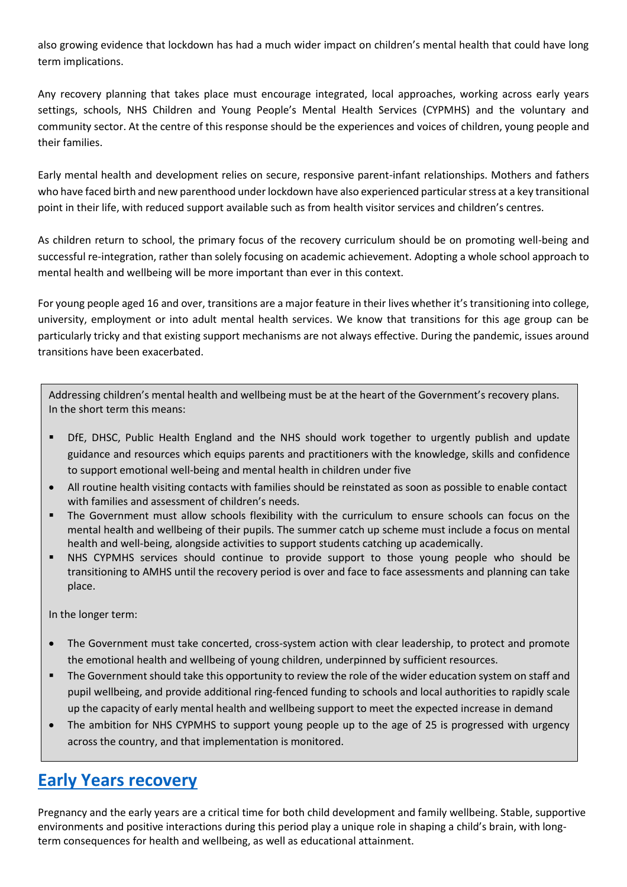also growing evidence that lockdown has had a much wider impact on children's mental health that could have long term implications.

Any recovery planning that takes place must encourage integrated, local approaches, working across early years settings, schools, NHS Children and Young People's Mental Health Services (CYPMHS) and the voluntary and community sector. At the centre of this response should be the experiences and voices of children, young people and their families.

Early mental health and development relies on secure, responsive parent-infant relationships. Mothers and fathers who have faced birth and new parenthood under lockdown have also experienced particular stress at a key transitional point in their life, with reduced support available such as from health visitor services and children's centres.

As children return to school, the primary focus of the recovery curriculum should be on promoting well-being and successful re-integration, rather than solely focusing on academic achievement. Adopting a whole school approach to mental health and wellbeing will be more important than ever in this context.

For young people aged 16 and over, transitions are a major feature in their lives whether it's transitioning into college, university, employment or into adult mental health services. We know that transitions for this age group can be particularly tricky and that existing support mechanisms are not always effective. During the pandemic, issues around transitions have been exacerbated.

Addressing children's mental health and wellbeing must be at the heart of the Government's recovery plans. In the short term this means:

- DfE, DHSC, Public Health England and the NHS should work together to urgently publish and update guidance and resources which equips parents and practitioners with the knowledge, skills and confidence to support emotional well-being and mental health in children under five
- All routine health visiting contacts with families should be reinstated as soon as possible to enable contact with families and assessment of children's needs.
- The Government must allow schools flexibility with the curriculum to ensure schools can focus on the mental health and wellbeing of their pupils. The summer catch up scheme must include a focus on mental health and well-being, alongside activities to support students catching up academically.
- NHS CYPMHS services should continue to provide support to those young people who should be transitioning to AMHS until the recovery period is over and face to face assessments and planning can take place.

In the longer term:

- The Government must take concerted, cross-system action with clear leadership, to protect and promote the emotional health and wellbeing of young children, underpinned by sufficient resources.
- The Government should take this opportunity to review the role of the wider education system on staff and pupil wellbeing, and provide additional ring-fenced funding to schools and local authorities to rapidly scale up the capacity of early mental health and wellbeing support to meet the expected increase in demand
- The ambition for NHS CYPMHS to support young people up to the age of 25 is progressed with urgency across the country, and that implementation is monitored.

## Early Years recovery

Pregnancy and the early years are a critical time for both child development and family wellbeing. Stable, supportive environments and positive interactions during this period play a unique role in shaping a child's brain, with long-term consequences for health and wellbeing, as well as educational attainment.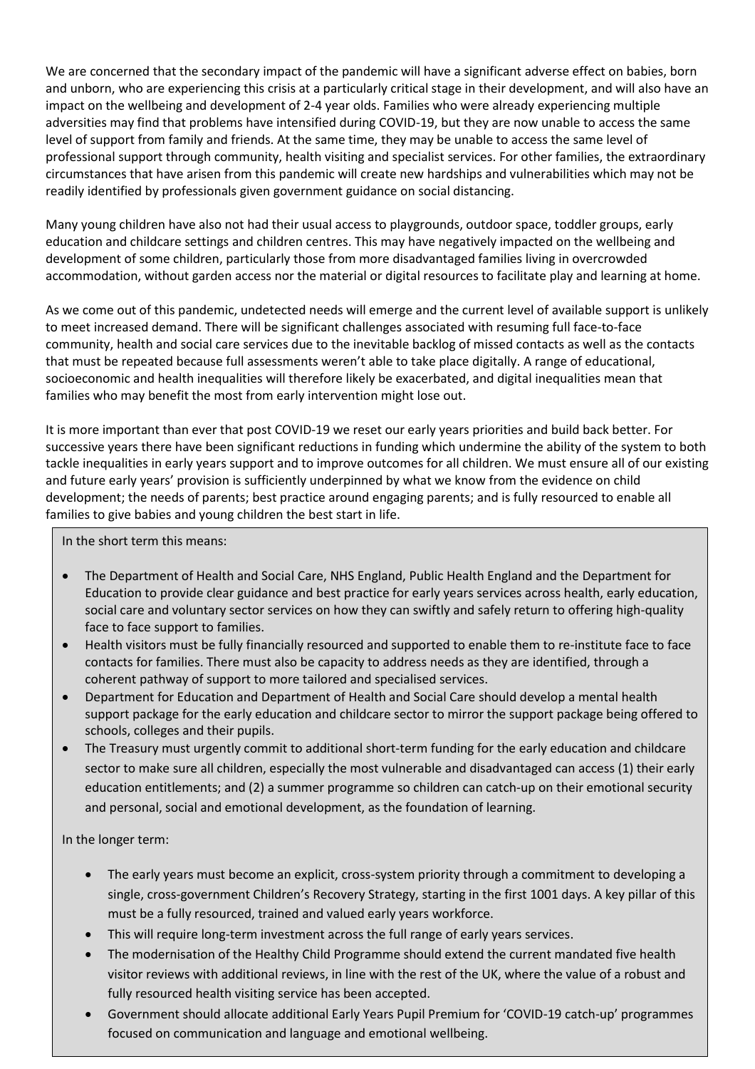We are concerned that the secondary impact of the pandemic will have a significant adverse effect on babies, born and unborn, who are experiencing this crisis at a particularly critical stage in their development, and will also have an impact on the wellbeing and development of 2-4 year olds. Families who were already experiencing multiple adversities may find that problems have intensified during COVID-19, but they are now unable to access the same level of support from family and friends. At the same time, they may be unable to access the same level of professional support through community, health visiting and specialist services. For other families, the extraordinary circumstances that have arisen from this pandemic will create new hardships and vulnerabilities which may not be readily identified by professionals given government guidance on social distancing.

Many young children have also not had their usual access to playgrounds, outdoor space, toddler groups, early education and childcare settings and children centres. This may have negatively impacted on the wellbeing and development of some children, particularly those from more disadvantaged families living in overcrowded accommodation, without garden access nor the material or digital resources to facilitate play and learning at home.

As we come out of this pandemic, undetected needs will emerge and the current level of available support is unlikely to meet increased demand. There will be significant challenges associated with resuming full face-to-face community, health and social care services due to the inevitable backlog of missed contacts as well as the contacts that must be repeated because full assessments weren't able to take place digitally. A range of educational, socioeconomic and health inequalities will therefore likely be exacerbated, and digital inequalities mean that families who may benefit the most from early intervention might lose out.

It is more important than ever that post COVID-19 we reset our early years priorities and build back better. For successive years there have been significant reductions in funding which undermine the ability of the system to both tackle inequalities in early years support and to improve outcomes for all children. We must ensure all of our existing and future early years' provision is sufficiently underpinned by what we know from the evidence on child development; the needs of parents; best practice around engaging parents; and is fully resourced to enable all families to give babies and young children the best start in life.

In the short term this means:

- The Department of Health and Social Care, NHS England, Public Health England and the Department for Education to provide clear guidance and best practice for early years services across health, early education, social care and voluntary sector services on how they can swiftly and safely return to offering high-quality face to face support to families.
- Health visitors must be fully financially resourced and supported to enable them to re-institute face to face contacts for families. There must also be capacity to address needs as they are identified, through a coherent pathway of support to more tailored and specialised services.
- Department for Education and Department of Health and Social Care should develop a mental health support package for the early education and childcare sector to mirror the support package being offered to schools, colleges and their pupils.
- The Treasury must urgently commit to additional short-term funding for the early education and childcare sector to make sure all children, especially the most vulnerable and disadvantaged can access (1) their early education entitlements; and (2) a summer programme so children can catch-up on their emotional security and personal, social and emotional development, as the foundation of learning.

In the longer term:

- The early years must become an explicit, cross-system priority through a commitment to developing a single, cross-government Children's Recovery Strategy, starting in the first 1001 days. A key pillar of this must be a fully resourced, trained and valued early years workforce.
- This will require long-term investment across the full range of early years services.
- The modernisation of the Healthy Child Programme should extend the current mandated five health visitor reviews with additional reviews, in line with the rest of the UK, where the value of a robust and fully resourced health visiting service has been accepted.
- Government should allocate additional Early Years Pupil Premium for 'COVID-19 catch-up' programmes focused on communication and language and emotional wellbeing.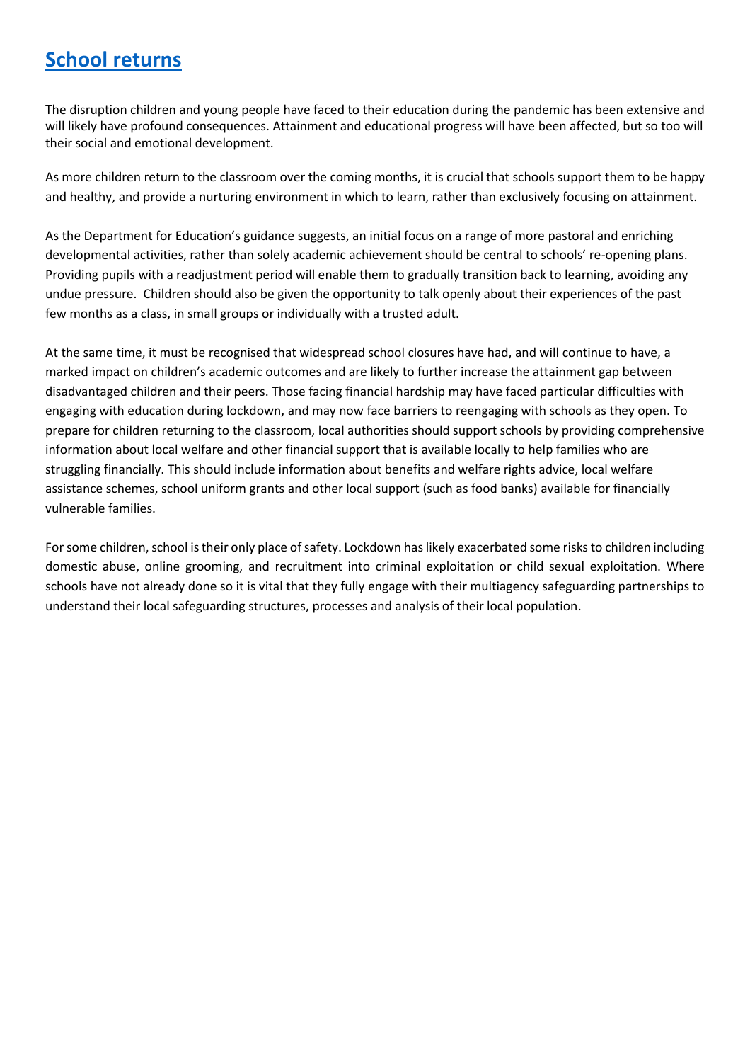## School returns

The disruption children and young people have faced to their education during the pandemic has been extensive and will likely have profound consequences. Attainment and educational progress will have been affected, but so too will their social and emotional development.

As more children return to the classroom over the coming months, it is crucial that schools support them to be happy and healthy, and provide a nurturing environment in which to learn, rather than exclusively focusing on attainment.

As the Department for Education's guidance suggests, an initial focus on a range of more pastoral and enriching developmental activities, rather than solely academic achievement should be central to schools' re-opening plans. Providing pupils with a readjustment period will enable them to gradually transition back to learning, avoiding any undue pressure. Children should also be given the opportunity to talk openly about their experiences of the past few months as a class, in small groups or individually with a trusted adult.

At the same time, it must be recognised that widespread school closures have had, and will continue to have, a marked impact on children's academic outcomes and are likely to further increase the attainment gap between disadvantaged children and their peers. Those facing financial hardship may have faced particular difficulties with engaging with education during lockdown, and may now face barriers to reengaging with schools as they open. To prepare for children returning to the classroom, local authorities should support schools by providing comprehensive information about local welfare and other financial support that is available locally to help families who are struggling financially. This should include information about benefits and welfare rights advice, local welfare assistance schemes, school uniform grants and other local support (such as food banks) available for financially vulnerable families.

For some children, school is their only place of safety. Lockdown has likely exacerbated some risks to children including domestic abuse, online grooming, and recruitment into criminal exploitation or child sexual exploitation. Where schools have not already done so it is vital that they fully engage with their multiagency safeguarding partnerships to understand their local safeguarding structures, processes and analysis of their local population.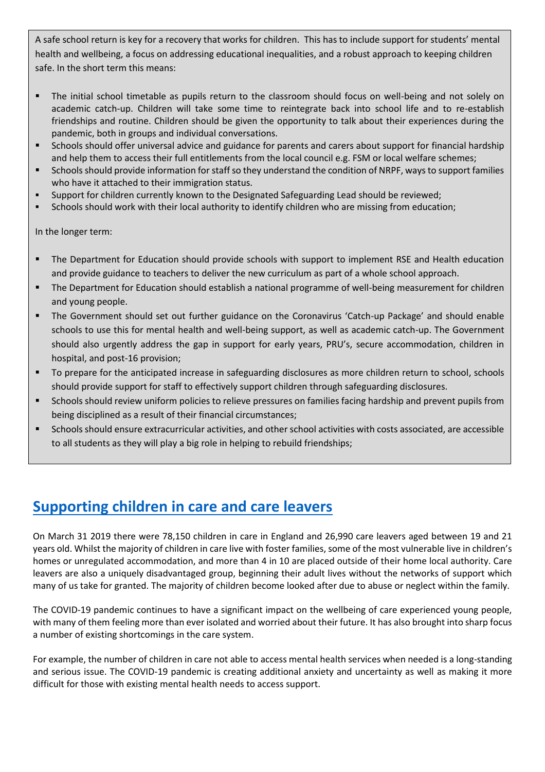A safe school return is key for a recovery that works for children. This has to include support for students' mental health and wellbeing, a focus on addressing educational inequalities, and a robust approach to keeping children safe. In the short term this means:

- The initial school timetable as pupils return to the classroom should focus on well-being and not solely on academic catch-up. Children will take some time to reintegrate back into school life and to re-establish friendships and routine. Children should be given the opportunity to talk about their experiences during the pandemic, both in groups and individual conversations.
- Schools should offer universal advice and guidance for parents and carers about support for financial hardship and help them to access their full entitlements from the local council e.g. FSM or local welfare schemes;
- Schools should provide information for staff so they understand the condition of NRPF, ways to support families who have it attached to their immigration status.
- Support for children currently known to the Designated Safeguarding Lead should be reviewed;
- Schools should work with their local authority to identify children who are missing from education;

In the longer term:

- The Department for Education should provide schools with support to implement RSE and Health education and provide guidance to teachers to deliver the new curriculum as part of a whole school approach.
- The Department for Education should establish a national programme of well-being measurement for children and young people.
- The Government should set out further guidance on the Coronavirus 'Catch-up Package' and should enable schools to use this for mental health and well-being support, as well as academic catch-up. The Government should also urgently address the gap in support for early years, PRU's, secure accommodation, children in hospital, and post-16 provision;
- To prepare for the anticipated increase in safeguarding disclosures as more children return to school, schools should provide support for staff to effectively support children through safeguarding disclosures.
- Schools should review uniform policies to relieve pressures on families facing hardship and prevent pupils from being disciplined as a result of their financial circumstances;
- Schools should ensure extracurricular activities, and other school activities with costs associated, are accessible to all students as they will play a big role in helping to rebuild friendships;

## Supporting children in care and care leavers

On March 31 2019 there were 78,150 children in care in England and 26,990 care leavers aged between 19 and 21 years old. Whilst the majority of children in care live with foster families, some of the most vulnerable live in children's homes or unregulated accommodation, and more than 4 in 10 are placed outside of their home local authority. Care leavers are also a uniquely disadvantaged group, beginning their adult lives without the networks of support which many of us take for granted. The majority of children become looked after due to abuse or neglect within the family.

The COVID-19 pandemic continues to have a significant impact on the wellbeing of care experienced young people, with many of them feeling more than ever isolated and worried about their future. It has also brought into sharp focus a number of existing shortcomings in the care system.

For example, the number of children in care not able to access mental health services when needed is a long-standing and serious issue. The COVID-19 pandemic is creating additional anxiety and uncertainty as well as making it more difficult for those with existing mental health needs to access support.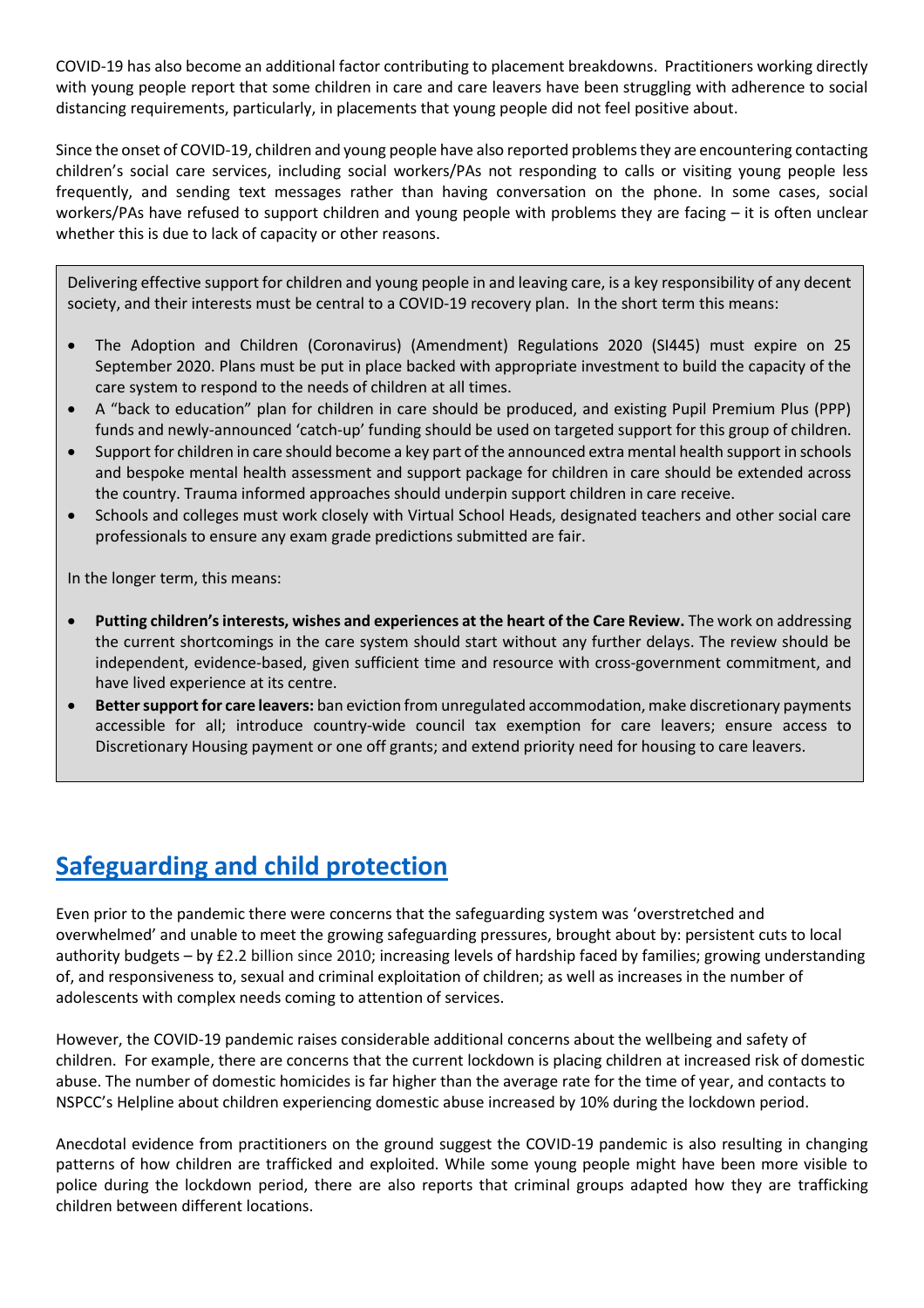COVID-19 has also become an additional factor contributing to placement breakdowns. Practitioners working directly with young people report that some children in care and care leavers have been struggling with adherence to social distancing requirements, particularly, in placements that young people did not feel positive about.

Since the onset of COVID-19, children and young people have also reported problems they are encountering contacting children's social care services, including social workers/PAs not responding to calls or visiting young people less frequently, and sending text messages rather than having conversation on the phone. In some cases, social workers/PAs have refused to support children and young people with problems they are facing – it is often unclear whether this is due to lack of capacity or other reasons.

Delivering effective support for children and young people in and leaving care, is a key responsibility of any decent society, and their interests must be central to a COVID-19 recovery plan. In the short term this means:

- The Adoption and Children (Coronavirus) (Amendment) Regulations 2020 (SI445) must expire on 25 September 2020. Plans must be put in place backed with appropriate investment to build the capacity of the care system to respond to the needs of children at all times.
- A "back to education" plan for children in care should be produced, and existing Pupil Premium Plus (PPP) funds and newly-announced 'catch-up' funding should be used on targeted support for this group of children.
- Support for children in care should become a key part of the announced extra mental health support in schools and bespoke mental health assessment and support package for children in care should be extended across the country. Trauma informed approaches should underpin support children in care receive.
- Schools and colleges must work closely with Virtual School Heads, designated teachers and other social care professionals to ensure any exam grade predictions submitted are fair.

In the longer term, this means:

- **Putting children's interests, wishes and experiences at the heart of the Care Review.** The work on addressing the current shortcomings in the care system should start without any further delays. The review should be independent, evidence-based, given sufficient time and resource with cross-government commitment, and have lived experience at its centre.
- **Better support for care leavers:** ban eviction from unregulated accommodation, make discretionary payments accessible for all; introduce country-wide council tax exemption for care leavers; ensure access to Discretionary Housing payment or one off grants; and extend priority need for housing to care leavers.

## Safeguarding and child protection

Even prior to the pandemic there were concerns that the safeguarding system was 'overstretched and overwhelmed' and unable to meet the growing safeguarding pressures, brought about by: persistent cuts to local authority budgets – by £2.2 billion since 2010; increasing levels of hardship faced by families; growing understanding of, and responsiveness to, sexual and criminal exploitation of children; as well as increases in the number of adolescents with complex needs coming to attention of services.

However, the COVID-19 pandemic raises considerable additional concerns about the wellbeing and safety of children. For example, there are concerns that the current lockdown is placing children at increased risk of domestic abuse. The number of domestic homicides is far higher than the average rate for the time of year, and contacts to NSPCC's Helpline about children experiencing domestic abuse increased by 10% during the lockdown period.

Anecdotal evidence from practitioners on the ground suggest the COVID-19 pandemic is also resulting in changing patterns of how children are trafficked and exploited. While some young people might have been more visible to police during the lockdown period, there are also reports that criminal groups adapted how they are trafficking children between different locations.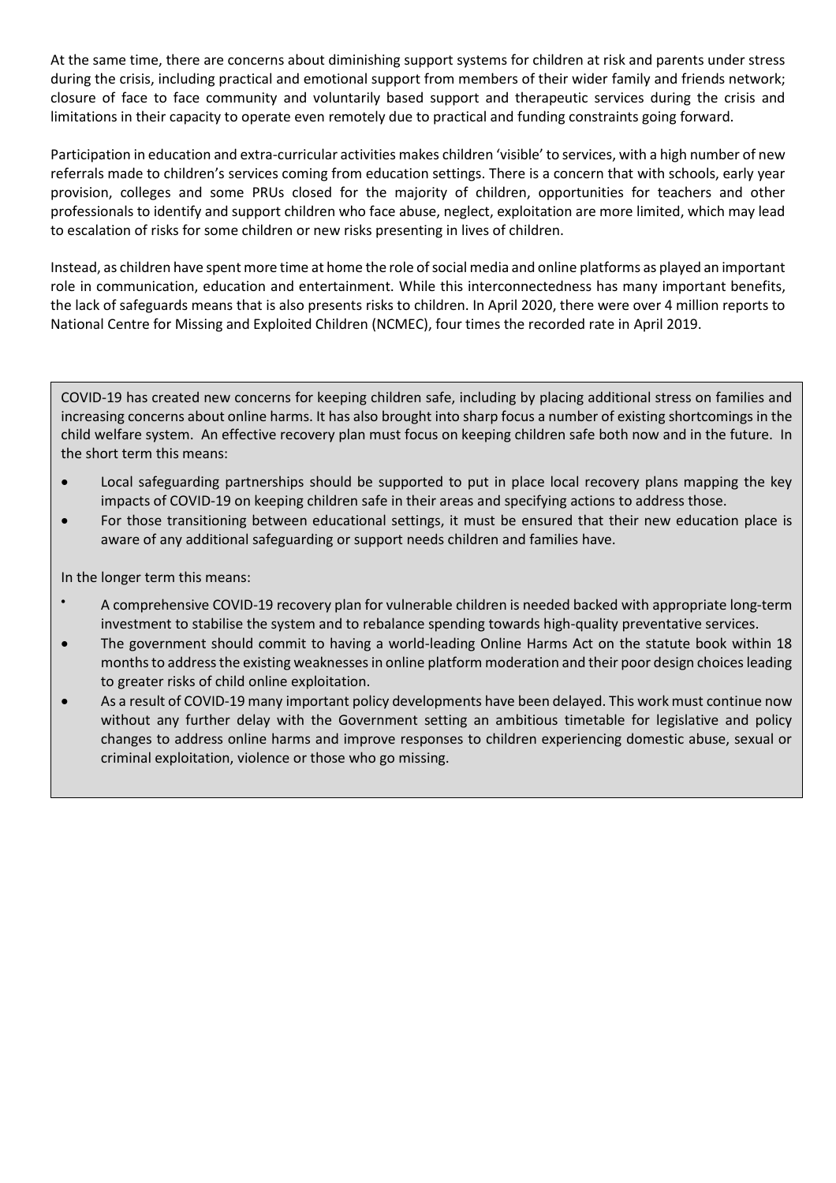At the same time, there are concerns about diminishing support systems for children at risk and parents under stress during the crisis, including practical and emotional support from members of their wider family and friends network; closure of face to face community and voluntarily based support and therapeutic services during the crisis and limitations in their capacity to operate even remotely due to practical and funding constraints going forward.

Participation in education and extra-curricular activities makes children 'visible' to services, with a high number of new referrals made to children's services coming from education settings. There is a concern that with schools, early year provision, colleges and some PRUs closed for the majority of children, opportunities for teachers and other professionals to identify and support children who face abuse, neglect, exploitation are more limited, which may lead to escalation of risks for some children or new risks presenting in lives of children.

Instead, as children have spent more time at home the role of social media and online platforms as played an important role in communication, education and entertainment. While this interconnectedness has many important benefits, the lack of safeguards means that is also presents risks to children. In April 2020, there were over 4 million reports to National Centre for Missing and Exploited Children (NCMEC), four times the recorded rate in April 2019.

COVID-19 has created new concerns for keeping children safe, including by placing additional stress on families and increasing concerns about online harms. It has also brought into sharp focus a number of existing shortcomings in the child welfare system. An effective recovery plan must focus on keeping children safe both now and in the future. In the short term this means:

- Local safeguarding partnerships should be supported to put in place local recovery plans mapping the key impacts of COVID-19 on keeping children safe in their areas and specifying actions to address those.
- For those transitioning between educational settings, it must be ensured that their new education place is aware of any additional safeguarding or support needs children and families have.

In the longer term this means:

- A comprehensive COVID-19 recovery plan for vulnerable children is needed backed with appropriate long-term investment to stabilise the system and to rebalance spending towards high-quality preventative services.
- The government should commit to having a world-leading Online Harms Act on the statute book within 18 months to address the existing weaknesses in online platform moderation and their poor design choices leading to greater risks of child online exploitation.
- As a result of COVID-19 many important policy developments have been delayed. This work must continue now without any further delay with the Government setting an ambitious timetable for legislative and policy changes to address online harms and improve responses to children experiencing domestic abuse, sexual or criminal exploitation, violence or those who go missing.